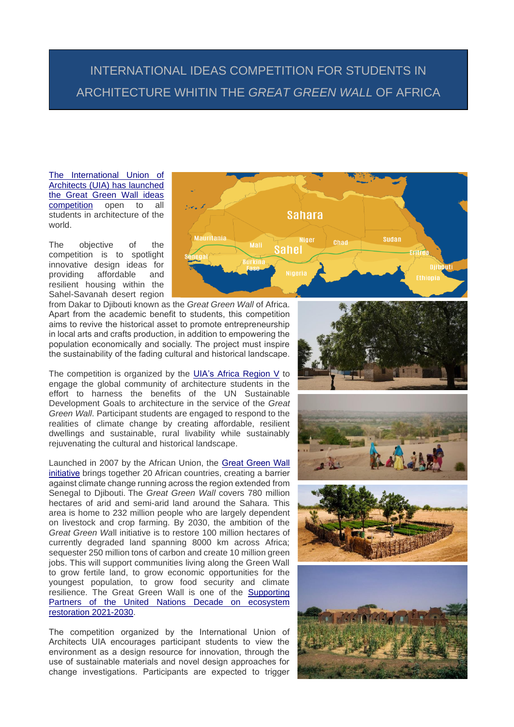# INTERNATIONAL IDEAS COMPETITION FOR STUDENTS IN ARCHITECTURE WHITIN THE *GREAT GREEN WALL* OF AFRICA

The International Union of Architects (UIA) has launched the Great Green Wall ideas competition open to all students in architecture of the world.

The objective of the competition is to spotlight innovative design ideas for providing affordable and resilient housing within the Sahel-Savanah desert region from Dakar to Djibouti known as the *Great Green Wall* of Africa. Apart from the academic benefit to students, this competition aims to revive the historical asset to promote entrepreneurship in local arts and crafts production, in addition to empowering the population economically and socially. The project must inspire the sustainability of the fading cultural and historical landscape.

The competition is organized by the UIA's Africa Region V to engage the global community of architecture students in the effort to harness the benefits of the UN Sustainable Development Goals to architecture in the service of the *Great Green Wall*. Participant students are engaged to respond to the realities of climate change by creating affordable, resilient dwellings and sustainable, rural livability while sustainably rejuvenating the cultural and historical landscape.

Launched in 2007 by the African Union, the Great Green Wall initiative brings together 20 African countries, creating a barrier against climate change running across the region extended from Senegal to Djibouti. The *Great Green Wall* covers 780 million hectares of arid and semi-arid land around the Sahara. This area is home to 232 million people who are largely dependent on livestock and crop farming. By 2030, the ambition of the *Great Green Wa*ll initiative is to restore 100 million hectares of currently degraded land spanning 8000 km across Africa; sequester 250 million tons of carbon and create 10 million green jobs. This will support communities living along the Green Wall to grow fertile land, to grow economic opportunities for the youngest population, to grow food security and climate resilience. The Great Green Wall is one of the Supporting Partners of the United Nations Decade on ecosystem restoration 2021-2030.

The competition organized by the International Union of Architects UIA encourages participant students to view the environment as a design resource for innovation, through the use of sustainable materials and novel design approaches for change investigations. Participants are expected to trigger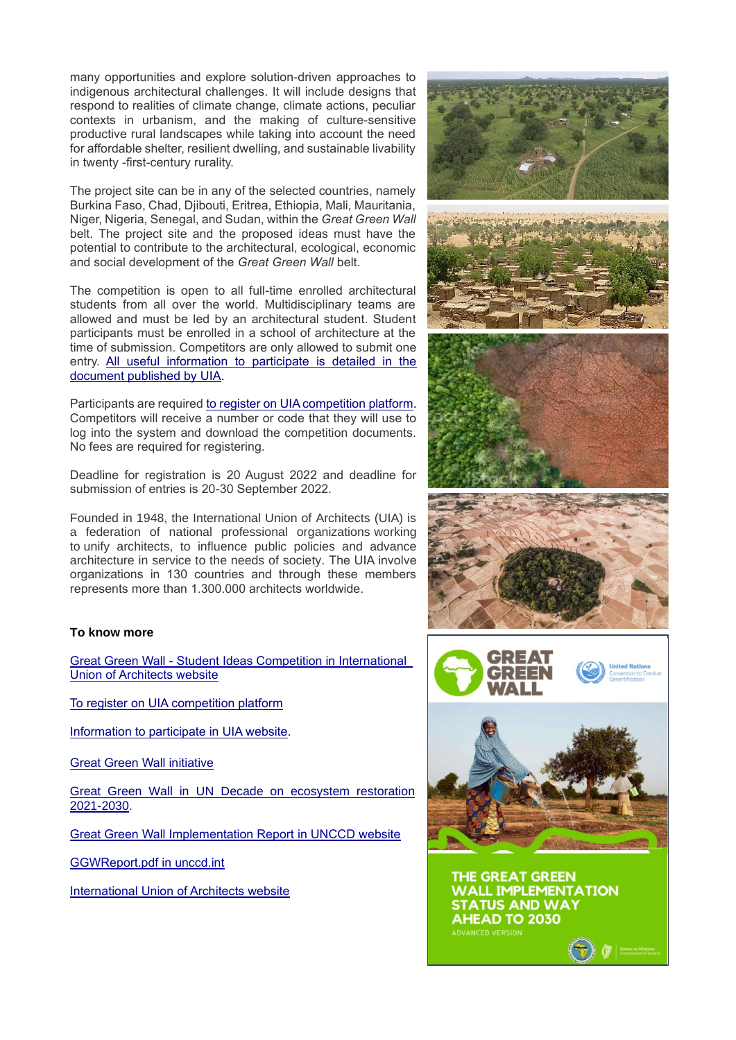many opportunities and explore solution-driven approaches to indigenous architectural challenges. It will include designs that respond to realities of climate change, climate actions, peculiar contexts in urbanism, and the making of culture-sensitive productive rural landscapes while taking into account the need for affordable shelter, resilient dwelling, and sustainable livability in twenty -first-century rurality.

The project site can be in any of the selected countries, namely Burkina Faso, Chad, Djibouti, Eritrea, Ethiopia, Mali, Mauritania, Niger, Nigeria, Senegal, and Sudan, within the *Great Green Wall* belt. The project site and the proposed ideas must have the potential to contribute to the architectural, ecological, economic and social development of the *Great Green Wall* belt.

The competition is open to all full-time enrolled architectural students from all over the world. Multidisciplinary teams are allowed and must be led by an architectural student. Student participants must be enrolled in a school of architecture at the time of submission. Competitors are only allowed to submit one entry. All useful information to participate is detailed in the document published by UIA.

Participants are required to register on UIA competition platform. Competitors will receive a number or code that they will use to log into the system and download the competition documents. No fees are required for registering.

Deadline for registration is 20 August 2022 and deadline for submission of entries is 20-30 September 2022.

Founded in 1948, the International Union of Architects (UIA) is a federation of national professional organizations working to unify architects, to influence public policies and advance architecture in service to the needs of society. The UIA involve organizations in 130 countries and through these members represents more than 1.300.000 architects worldwide.

**To know more**

Great Green Wall - Student Ideas Competition in International Union of Architects website

To register on UIA competition platform

Information to participate in UIA website.

Great Green Wall initiative

Great Green Wall in UN Decade on ecosystem restoration 2021-2030.

Great Green Wall Implementation Report in UNCCD website

GGWReport.pdf in unccd.int

International Union of Architects website